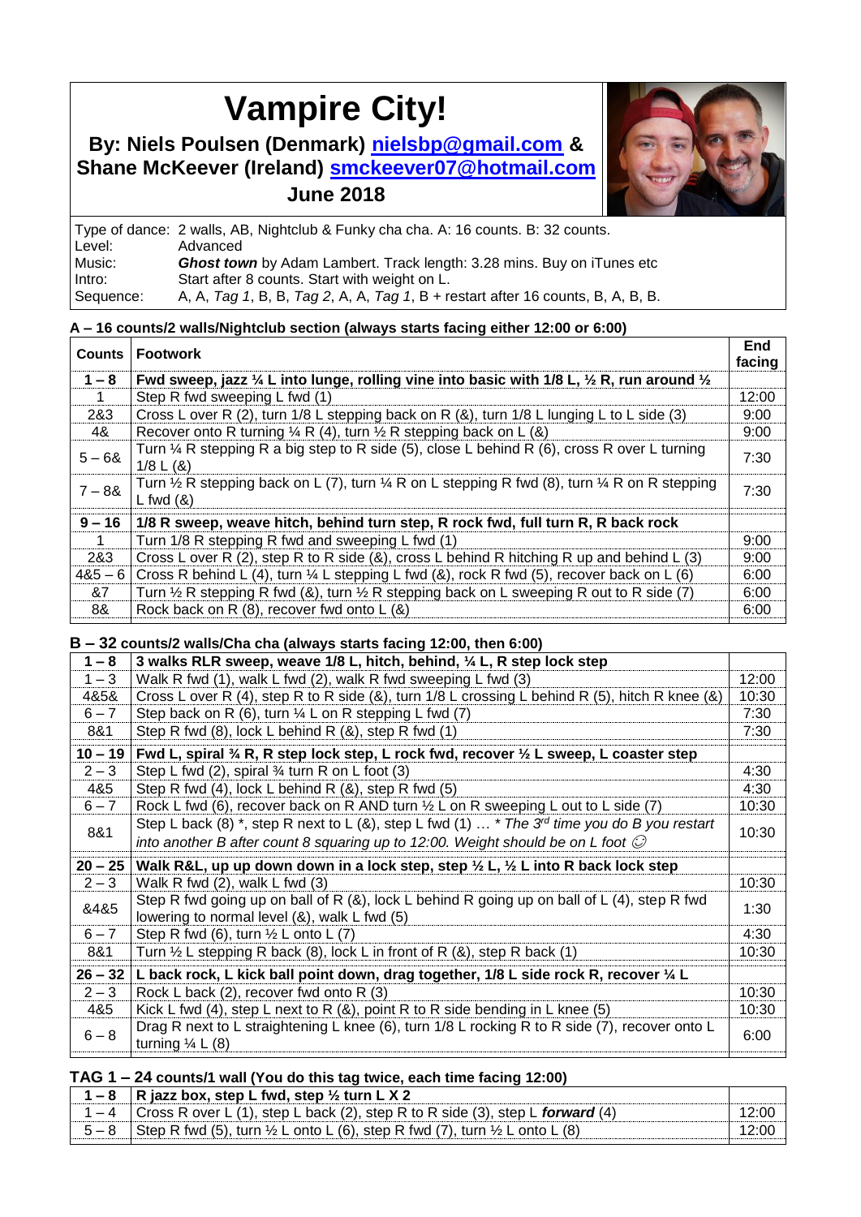# Vampire City!

## By: Niels Poulsen (Denmark) nielsbp@gmail.com & Shane McKeever (Ireland) smckeever07@hotmail.com

### June 2018

| | |
|---|---|
| Type of dance: | 2 walls, AB, Nightclub & Funky cha cha. A: 16 counts. B: 32 counts. |
| Level: | Advanced |
| Music: | ***Ghost town*** by Adam Lambert. Track length: 3.28 mins. Buy on iTunes etc |
| Intro: | Start after 8 counts. Start with weight on L. |
| Sequence: | A, A, *Tag 1*, B, B, *Tag 2*, A, A, *Tag 1*, B + restart after 16 counts, B, A, B, B. |

**A – 16 counts/2 walls/Nightclub section (always starts facing either 12:00 or 6:00)**

| Counts | Footwork | End facing |
|---|---|---|
| **1 – 8** | **Fwd sweep, jazz ¼ L into lunge, rolling vine into basic with 1/8 L, ½ R, run around ½** | |
| 1 | Step R fwd sweeping L fwd (1) | 12:00 |
| 2&3 | Cross L over R (2), turn 1/8 L stepping back on R (&), turn 1/8 L lunging L to L side (3) | 9:00 |
| 4& | Recover onto R turning ¼ R (4), turn ½ R stepping back on L (&) | 9:00 |
| 5 – 6& | Turn ¼ R stepping R a big step to R side (5), close L behind R (6), cross R over L turning 1/8 L (&) | 7:30 |
| 7 – 8& | Turn ½ R stepping back on L (7), turn ¼ R on L stepping R fwd (8), turn ¼ R on R stepping L fwd (&) | 7:30 |
| **9 – 16** | **1/8 R sweep, weave hitch, behind turn step, R rock fwd, full turn R, R back rock** | |
| 1 | Turn 1/8 R stepping R fwd and sweeping L fwd (1) | 9:00 |
| 2&3 | Cross L over R (2), step R to R side (&), cross L behind R hitching R up and behind L (3) | 9:00 |
| 4&5 – 6 | Cross R behind L (4), turn ¼ L stepping L fwd (&), rock R fwd (5), recover back on L (6) | 6:00 |
| &7 | Turn ½ R stepping R fwd (&), turn ½ R stepping back on L sweeping R out to R side (7) | 6:00 |
| 8& | Rock back on R (8), recover fwd onto L (&) | 6:00 |

**B – 32 counts/2 walls/Cha cha (always starts facing 12:00, then 6:00)**

| | | |
|---|---|---|
| **1 – 8** | **3 walks RLR sweep, weave 1/8 L, hitch, behind, ¼ L, R step lock step** | |
| 1 – 3 | Walk R fwd (1), walk L fwd (2), walk R fwd sweeping L fwd (3) | 12:00 |
| 4&5& | Cross L over R (4), step R to R side (&), turn 1/8 L crossing L behind R (5), hitch R knee (&) | 10:30 |
| 6 – 7 | Step back on R (6), turn ¼ L on R stepping L fwd (7) | 7:30 |
| 8&1 | Step R fwd (8), lock L behind R (&), step R fwd (1) | 7:30 |
| **10 – 19** | **Fwd L, spiral ¾ R, R step lock step, L rock fwd, recover ½ L sweep, L coaster step** | |
| 2 – 3 | Step L fwd (2), spiral ¾ turn R on L foot (3) | 4:30 |
| 4&5 | Step R fwd (4), lock L behind R (&), step R fwd (5) | 4:30 |
| 6 – 7 | Rock L fwd (6), recover back on R AND turn ½ L on R sweeping L out to L side (7) | 10:30 |
| 8&1 | Step L back (8) *, step R next to L (&), step L fwd (1) … *\* The 3rd time you do B you restart into another B after count 8 squaring up to 12:00. Weight should be on L foot ☺* | 10:30 |
| **20 – 25** | **Walk R&L, up up down down in a lock step, step ½ L, ½ L into R back lock step** | |
| 2 – 3 | Walk R fwd (2), walk L fwd (3) | 10:30 |
| &4&5 | Step R fwd going up on ball of R (&), lock L behind R going up on ball of L (4), step R fwd lowering to normal level (&), walk L fwd (5) | 1:30 |
| 6 – 7 | Step R fwd (6), turn ½ L onto L (7) | 4:30 |
| 8&1 | Turn ½ L stepping R back (8), lock L in front of R (&), step R back (1) | 10:30 |
| **26 – 32** | **L back rock, L kick ball point down, drag together, 1/8 L side rock R, recover ¼ L** | |
| 2 – 3 | Rock L back (2), recover fwd onto R (3) | 10:30 |
| 4&5 | Kick L fwd (4), step L next to R (&), point R to R side bending in L knee (5) | 10:30 |
| 6 – 8 | Drag R next to L straightening L knee (6), turn 1/8 L rocking R to R side (7), recover onto L turning ¼ L (8) | 6:00 |

**TAG 1 – 24 counts/1 wall (You do this tag twice, each time facing 12:00)**

| | | |
|---|---|---|
| **1 – 8** | **R jazz box, step L fwd, step ½ turn L X 2** | |
| 1 – 4 | Cross R over L (1), step L back (2), step R to R side (3), step L ***forward*** (4) | 12:00 |
| 5 – 8 | Step R fwd (5), turn ½ L onto L (6), step R fwd (7), turn ½ L onto L (8) | 12:00 |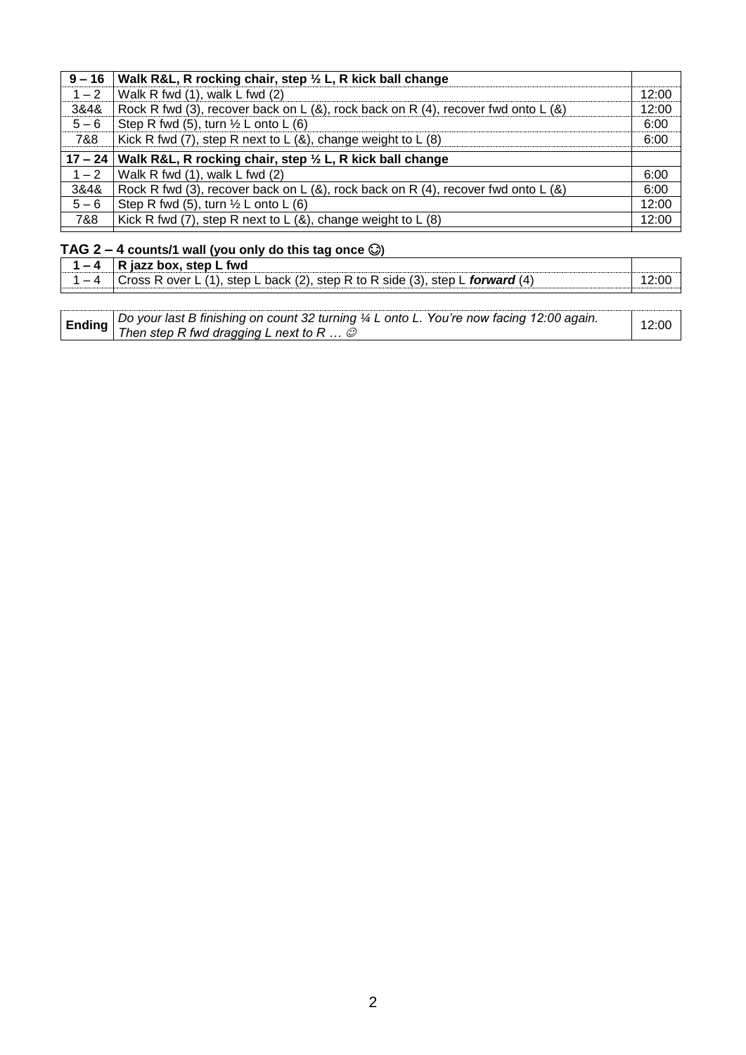| | | |
|---|---|---|
| **9 – 16** | **Walk R&L, R rocking chair, step ½ L, R kick ball change** | |
| 1 – 2 | Walk R fwd (1), walk L fwd (2) | 12:00 |
| 3&4& | Rock R fwd (3), recover back on L (&), rock back on R (4), recover fwd onto L (&) | 12:00 |
| 5 – 6 | Step R fwd (5), turn ½ L onto L (6) | 6:00 |
| 7&8 | Kick R fwd (7), step R next to L (&), change weight to L (8) | 6:00 |
| **17 – 24** | **Walk R&L, R rocking chair, step ½ L, R kick ball change** | |
| 1 – 2 | Walk R fwd (1), walk L fwd (2) | 6:00 |
| 3&4& | Rock R fwd (3), recover back on L (&), rock back on R (4), recover fwd onto L (&) | 6:00 |
| 5 – 6 | Step R fwd (5), turn ½ L onto L (6) | 12:00 |
| 7&8 | Kick R fwd (7), step R next to L (&), change weight to L (8) | 12:00 |

### TAG 2 – 4 counts/1 wall (you only do this tag once ☺)

| | | |
|---|---|---|
| **1 – 4** | **R jazz box, step L fwd** | |
| 1 – 4 | Cross R over L (1), step L back (2), step R to R side (3), step L ***forward*** (4) | 12:00 |

| | | |
|---|---|---|
| **Ending** | *Do your last B finishing on count 32 turning ¼ L onto L. You're now facing 12:00 again. Then step R fwd dragging L next to R … ☺* | 12:00 |